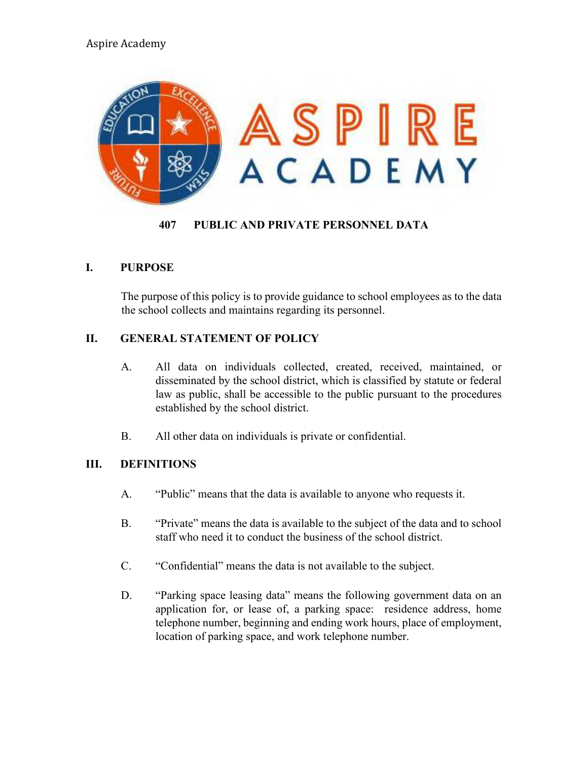# 407 PUBLIC AND PRIVATE PERSONNEL DATA

## I. PURPOSE

The purpose of this policy is to provide guidance to school employees as to the data the school collects and maintains regarding its personnel.

## II. GENERAL STATEMENT OF POLICY

A. All data on individuals collected, created, received, maintained, or disseminated by the school district, which is classified by statute or federal law as public, shall be accessible to the public pursuant to the procedures established by the school district.

B. All other data on individuals is private or confidential.

## III. DEFINITIONS

A. "Public" means that the data is available to anyone who requests it.

B. "Private" means the data is available to the subject of the data and to school staff who need it to conduct the business of the school district.

C. "Confidential" means the data is not available to the subject.

D. "Parking space leasing data" means the following government data on an application for, or lease of, a parking space: residence address, home telephone number, beginning and ending work hours, place of employment, location of parking space, and work telephone number.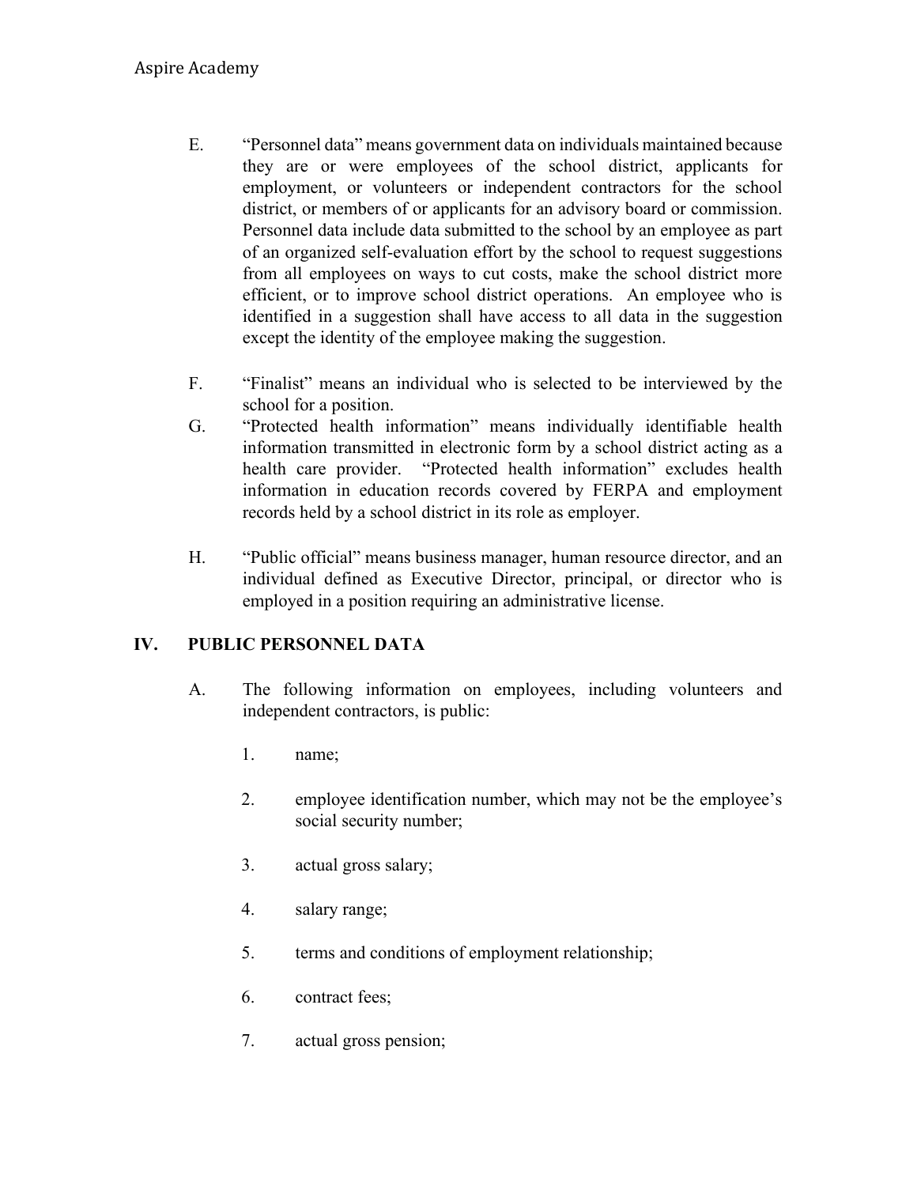E. "Personnel data" means government data on individuals maintained because they are or were employees of the school district, applicants for employment, or volunteers or independent contractors for the school district, or members of or applicants for an advisory board or commission. Personnel data include data submitted to the school by an employee as part of an organized self-evaluation effort by the school to request suggestions from all employees on ways to cut costs, make the school district more efficient, or to improve school district operations. An employee who is identified in a suggestion shall have access to all data in the suggestion except the identity of the employee making the suggestion.

F. "Finalist" means an individual who is selected to be interviewed by the school for a position.

G. "Protected health information" means individually identifiable health information transmitted in electronic form by a school district acting as a health care provider. "Protected health information" excludes health information in education records covered by FERPA and employment records held by a school district in its role as employer.

H. "Public official" means business manager, human resource director, and an individual defined as Executive Director, principal, or director who is employed in a position requiring an administrative license.

## IV. PUBLIC PERSONNEL DATA

A. The following information on employees, including volunteers and independent contractors, is public:

1. name;
2. employee identification number, which may not be the employee's social security number;
3. actual gross salary;
4. salary range;
5. terms and conditions of employment relationship;
6. contract fees;
7. actual gross pension;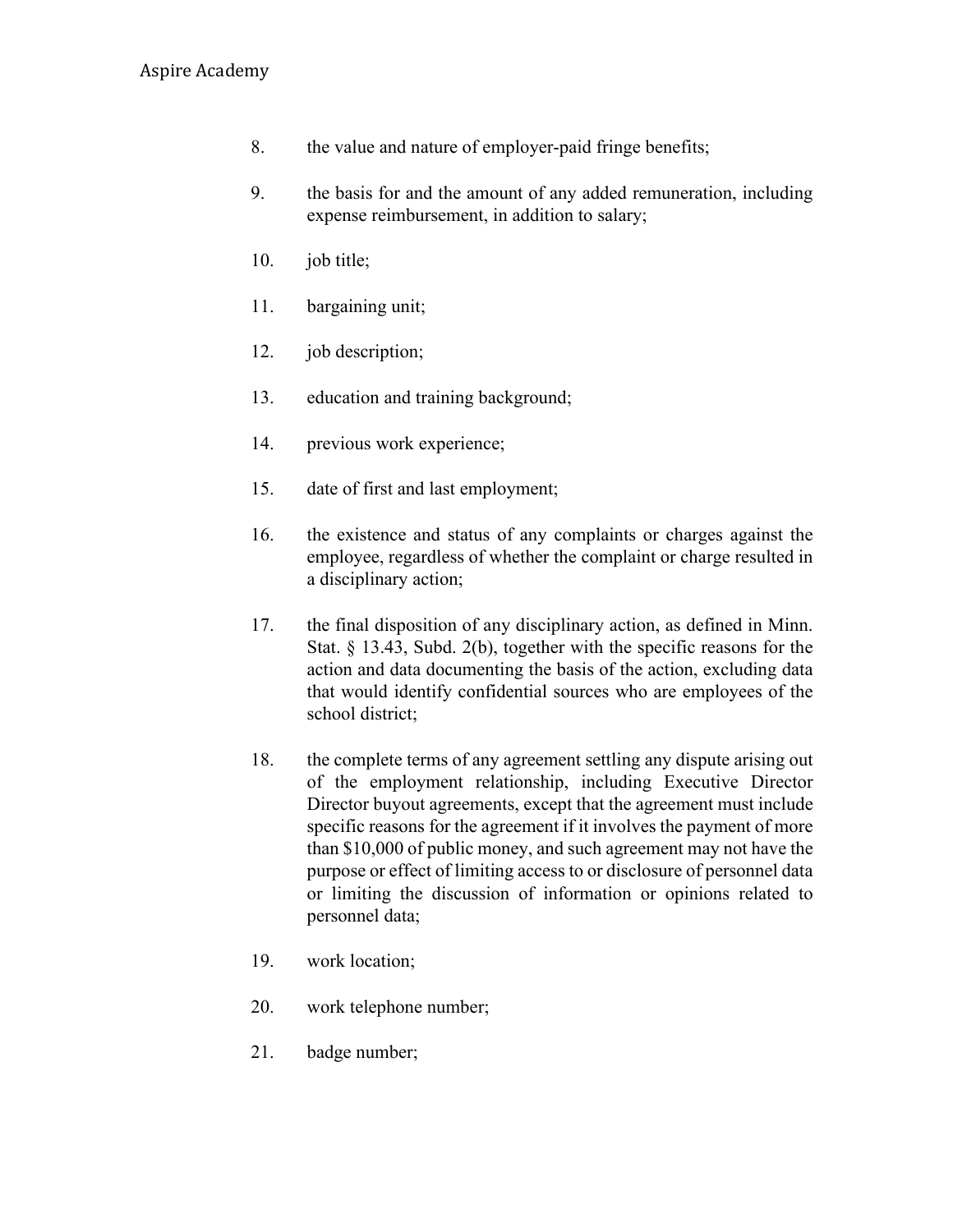8. the value and nature of employer-paid fringe benefits;

9. the basis for and the amount of any added remuneration, including expense reimbursement, in addition to salary;

10. job title;

11. bargaining unit;

12. job description;

13. education and training background;

14. previous work experience;

15. date of first and last employment;

16. the existence and status of any complaints or charges against the employee, regardless of whether the complaint or charge resulted in a disciplinary action;

17. the final disposition of any disciplinary action, as defined in Minn. Stat. § 13.43, Subd. 2(b), together with the specific reasons for the action and data documenting the basis of the action, excluding data that would identify confidential sources who are employees of the school district;

18. the complete terms of any agreement settling any dispute arising out of the employment relationship, including Executive Director Director buyout agreements, except that the agreement must include specific reasons for the agreement if it involves the payment of more than $10,000 of public money, and such agreement may not have the purpose or effect of limiting access to or disclosure of personnel data or limiting the discussion of information or opinions related to personnel data;

19. work location;

20. work telephone number;

21. badge number;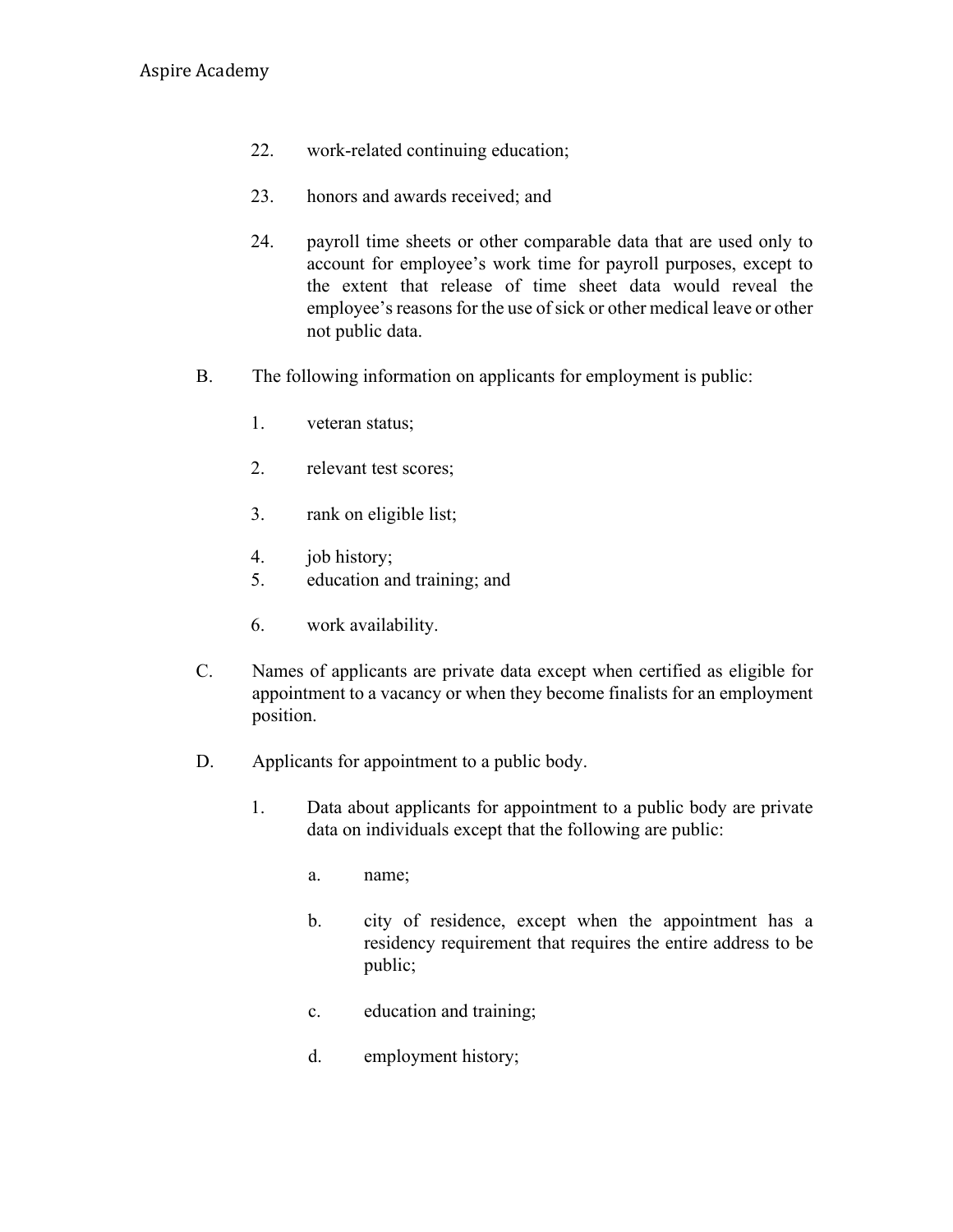22. work-related continuing education;

23. honors and awards received; and

24. payroll time sheets or other comparable data that are used only to account for employee's work time for payroll purposes, except to the extent that release of time sheet data would reveal the employee's reasons for the use of sick or other medical leave or other not public data.

B. The following information on applicants for employment is public:

1. veteran status;

2. relevant test scores;

3. rank on eligible list;

4. job history;

5. education and training; and

6. work availability.

C. Names of applicants are private data except when certified as eligible for appointment to a vacancy or when they become finalists for an employment position.

D. Applicants for appointment to a public body.

1. Data about applicants for appointment to a public body are private data on individuals except that the following are public:

a. name;

b. city of residence, except when the appointment has a residency requirement that requires the entire address to be public;

c. education and training;

d. employment history;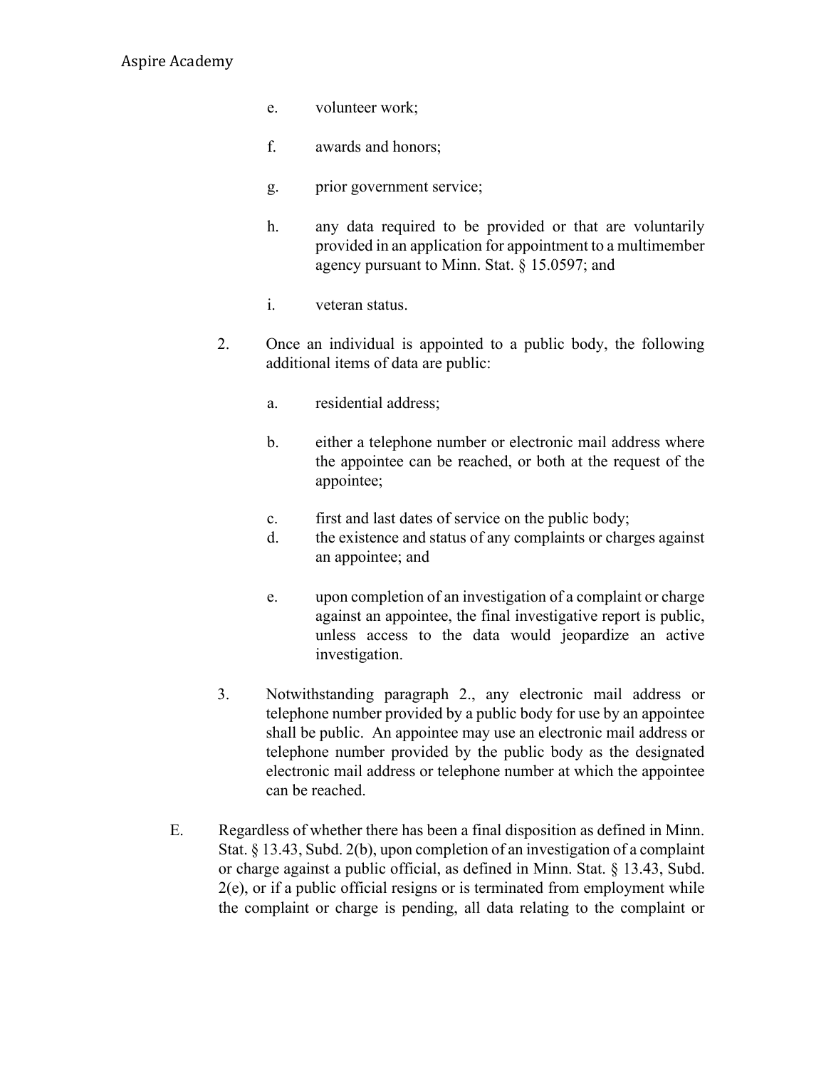e. volunteer work;

f. awards and honors;

g. prior government service;

h. any data required to be provided or that are voluntarily provided in an application for appointment to a multimember agency pursuant to Minn. Stat. § 15.0597; and

i. veteran status.

2. Once an individual is appointed to a public body, the following additional items of data are public:

   a. residential address;

   b. either a telephone number or electronic mail address where the appointee can be reached, or both at the request of the appointee;

   c. first and last dates of service on the public body;

   d. the existence and status of any complaints or charges against an appointee; and

   e. upon completion of an investigation of a complaint or charge against an appointee, the final investigative report is public, unless access to the data would jeopardize an active investigation.

3. Notwithstanding paragraph 2., any electronic mail address or telephone number provided by a public body for use by an appointee shall be public. An appointee may use an electronic mail address or telephone number provided by the public body as the designated electronic mail address or telephone number at which the appointee can be reached.

E. Regardless of whether there has been a final disposition as defined in Minn. Stat. § 13.43, Subd. 2(b), upon completion of an investigation of a complaint or charge against a public official, as defined in Minn. Stat. § 13.43, Subd. 2(e), or if a public official resigns or is terminated from employment while the complaint or charge is pending, all data relating to the complaint or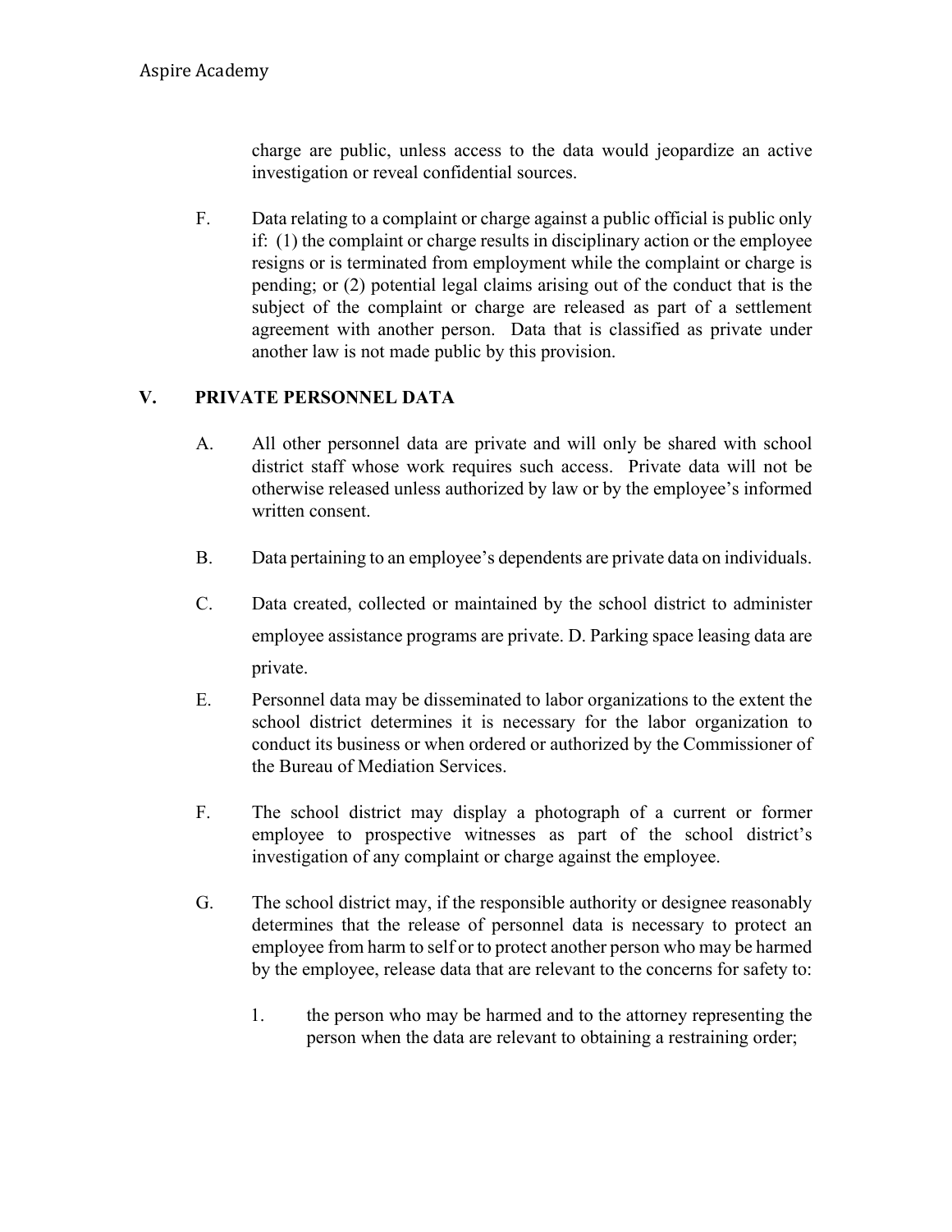charge are public, unless access to the data would jeopardize an active investigation or reveal confidential sources.

F. Data relating to a complaint or charge against a public official is public only if: (1) the complaint or charge results in disciplinary action or the employee resigns or is terminated from employment while the complaint or charge is pending; or (2) potential legal claims arising out of the conduct that is the subject of the complaint or charge are released as part of a settlement agreement with another person. Data that is classified as private under another law is not made public by this provision.

## V. PRIVATE PERSONNEL DATA

A. All other personnel data are private and will only be shared with school district staff whose work requires such access. Private data will not be otherwise released unless authorized by law or by the employee's informed written consent.

B. Data pertaining to an employee's dependents are private data on individuals.

C. Data created, collected or maintained by the school district to administer employee assistance programs are private. D. Parking space leasing data are private.

E. Personnel data may be disseminated to labor organizations to the extent the school district determines it is necessary for the labor organization to conduct its business or when ordered or authorized by the Commissioner of the Bureau of Mediation Services.

F. The school district may display a photograph of a current or former employee to prospective witnesses as part of the school district's investigation of any complaint or charge against the employee.

G. The school district may, if the responsible authority or designee reasonably determines that the release of personnel data is necessary to protect an employee from harm to self or to protect another person who may be harmed by the employee, release data that are relevant to the concerns for safety to:

1. the person who may be harmed and to the attorney representing the person when the data are relevant to obtaining a restraining order;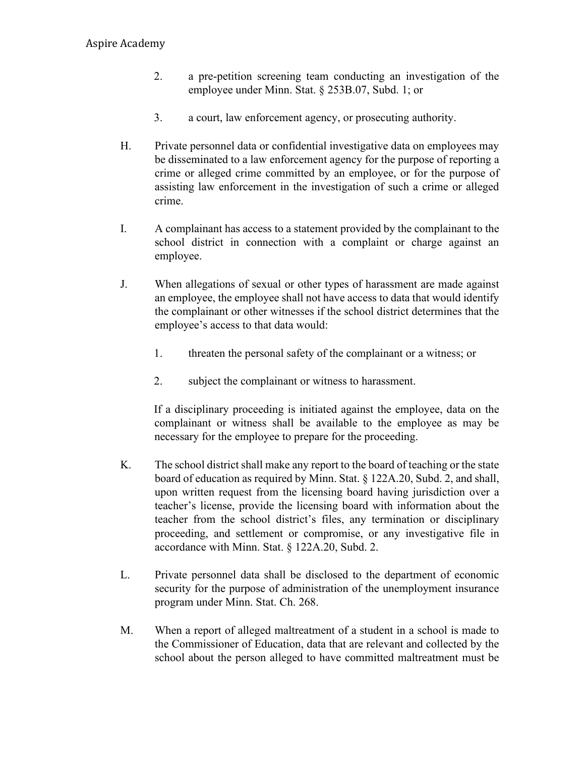2. a pre-petition screening team conducting an investigation of the employee under Minn. Stat. § 253B.07, Subd. 1; or

3. a court, law enforcement agency, or prosecuting authority.

H. Private personnel data or confidential investigative data on employees may be disseminated to a law enforcement agency for the purpose of reporting a crime or alleged crime committed by an employee, or for the purpose of assisting law enforcement in the investigation of such a crime or alleged crime.

I. A complainant has access to a statement provided by the complainant to the school district in connection with a complaint or charge against an employee.

J. When allegations of sexual or other types of harassment are made against an employee, the employee shall not have access to data that would identify the complainant or other witnesses if the school district determines that the employee's access to that data would:

1. threaten the personal safety of the complainant or a witness; or

2. subject the complainant or witness to harassment.

If a disciplinary proceeding is initiated against the employee, data on the complainant or witness shall be available to the employee as may be necessary for the employee to prepare for the proceeding.

K. The school district shall make any report to the board of teaching or the state board of education as required by Minn. Stat. § 122A.20, Subd. 2, and shall, upon written request from the licensing board having jurisdiction over a teacher's license, provide the licensing board with information about the teacher from the school district's files, any termination or disciplinary proceeding, and settlement or compromise, or any investigative file in accordance with Minn. Stat. § 122A.20, Subd. 2.

L. Private personnel data shall be disclosed to the department of economic security for the purpose of administration of the unemployment insurance program under Minn. Stat. Ch. 268.

M. When a report of alleged maltreatment of a student in a school is made to the Commissioner of Education, data that are relevant and collected by the school about the person alleged to have committed maltreatment must be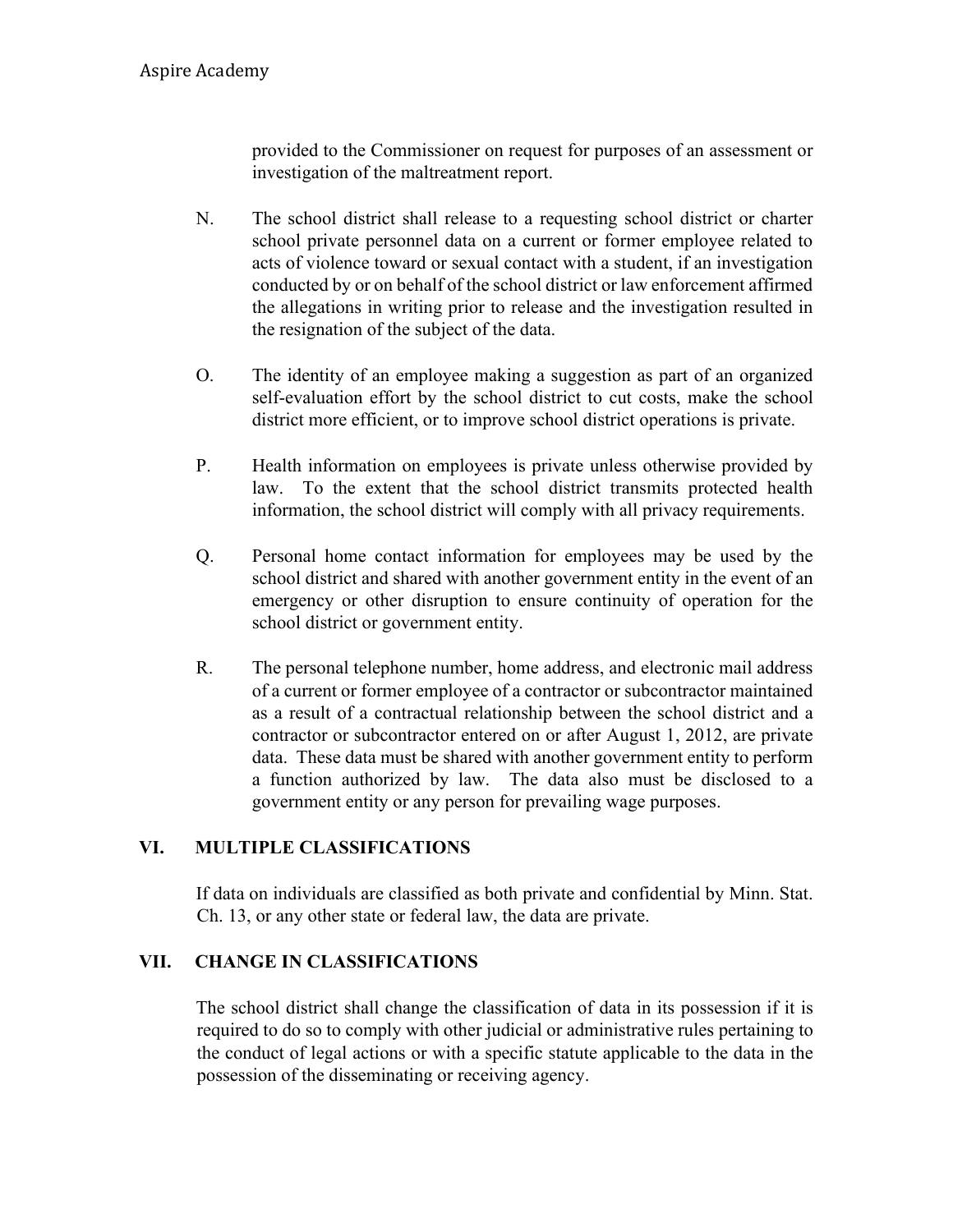provided to the Commissioner on request for purposes of an assessment or investigation of the maltreatment report.

N. The school district shall release to a requesting school district or charter school private personnel data on a current or former employee related to acts of violence toward or sexual contact with a student, if an investigation conducted by or on behalf of the school district or law enforcement affirmed the allegations in writing prior to release and the investigation resulted in the resignation of the subject of the data.

O. The identity of an employee making a suggestion as part of an organized self-evaluation effort by the school district to cut costs, make the school district more efficient, or to improve school district operations is private.

P. Health information on employees is private unless otherwise provided by law. To the extent that the school district transmits protected health information, the school district will comply with all privacy requirements.

Q. Personal home contact information for employees may be used by the school district and shared with another government entity in the event of an emergency or other disruption to ensure continuity of operation for the school district or government entity.

R. The personal telephone number, home address, and electronic mail address of a current or former employee of a contractor or subcontractor maintained as a result of a contractual relationship between the school district and a contractor or subcontractor entered on or after August 1, 2012, are private data. These data must be shared with another government entity to perform a function authorized by law. The data also must be disclosed to a government entity or any person for prevailing wage purposes.

## VI. MULTIPLE CLASSIFICATIONS

If data on individuals are classified as both private and confidential by Minn. Stat. Ch. 13, or any other state or federal law, the data are private.

## VII. CHANGE IN CLASSIFICATIONS

The school district shall change the classification of data in its possession if it is required to do so to comply with other judicial or administrative rules pertaining to the conduct of legal actions or with a specific statute applicable to the data in the possession of the disseminating or receiving agency.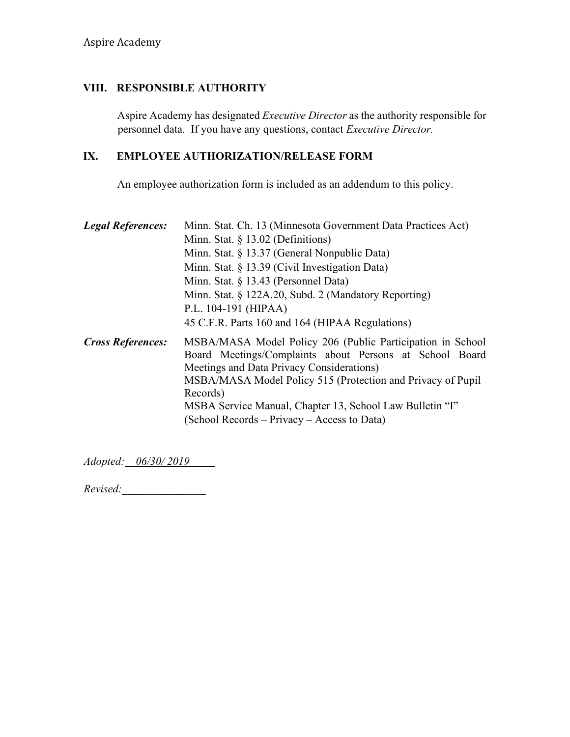## VIII. RESPONSIBLE AUTHORITY

Aspire Academy has designated *Executive Director* as the authority responsible for personnel data. If you have any questions, contact *Executive Director.*

## IX. EMPLOYEE AUTHORIZATION/RELEASE FORM

An employee authorization form is included as an addendum to this policy.

***Legal References:***
Minn. Stat. Ch. 13 (Minnesota Government Data Practices Act)
Minn. Stat. § 13.02 (Definitions)
Minn. Stat. § 13.37 (General Nonpublic Data)
Minn. Stat. § 13.39 (Civil Investigation Data)
Minn. Stat. § 13.43 (Personnel Data)
Minn. Stat. § 122A.20, Subd. 2 (Mandatory Reporting)
P.L. 104-191 (HIPAA)
45 C.F.R. Parts 160 and 164 (HIPAA Regulations)

***Cross References:***
MSBA/MASA Model Policy 206 (Public Participation in School Board Meetings/Complaints about Persons at School Board Meetings and Data Privacy Considerations)
MSBA/MASA Model Policy 515 (Protection and Privacy of Pupil Records)
MSBA Service Manual, Chapter 13, School Law Bulletin "I" (School Records – Privacy – Access to Data)

*Adopted: 06/30/ 2019*

*Revised:*